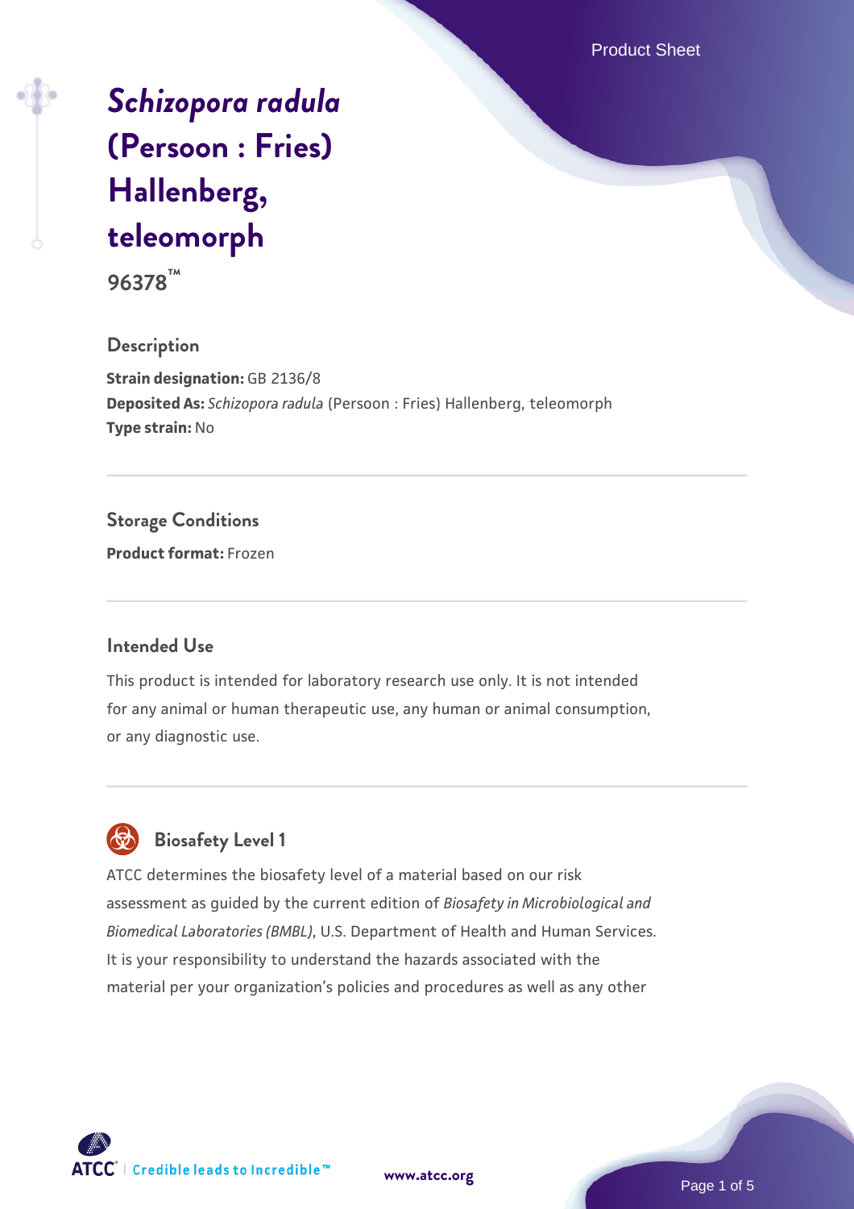# *Schizopora radula* (Persoon : Fries) Hallenberg, teleomorph

**96378™**

## Description

**Strain designation:** GB 2136/8
**Deposited As:** *Schizopora radula* (Persoon : Fries) Hallenberg, teleomorph
**Type strain:** No

## Storage Conditions

**Product format:** Frozen

## Intended Use

This product is intended for laboratory research use only. It is not intended for any animal or human therapeutic use, any human or animal consumption, or any diagnostic use.

## Biosafety Level 1

ATCC determines the biosafety level of a material based on our risk assessment as guided by the current edition of *Biosafety in Microbiological and Biomedical Laboratories (BMBL)*, U.S. Department of Health and Human Services. It is your responsibility to understand the hazards associated with the material per your organization's policies and procedures as well as any other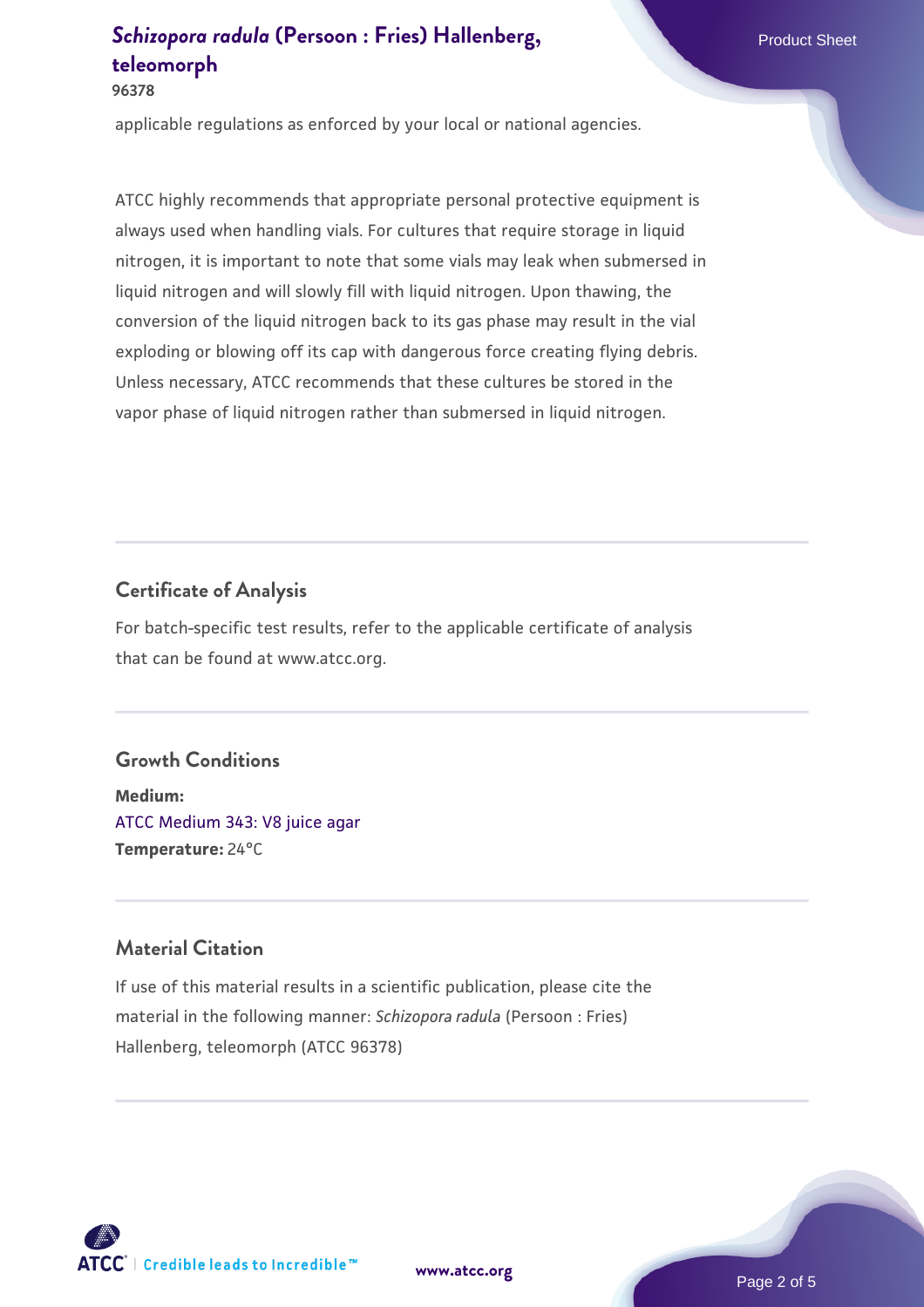applicable regulations as enforced by your local or national agencies.

ATCC highly recommends that appropriate personal protective equipment is always used when handling vials. For cultures that require storage in liquid nitrogen, it is important to note that some vials may leak when submersed in liquid nitrogen and will slowly fill with liquid nitrogen. Upon thawing, the conversion of the liquid nitrogen back to its gas phase may result in the vial exploding or blowing off its cap with dangerous force creating flying debris. Unless necessary, ATCC recommends that these cultures be stored in the vapor phase of liquid nitrogen rather than submersed in liquid nitrogen.

## Certificate of Analysis

For batch-specific test results, refer to the applicable certificate of analysis that can be found at www.atcc.org.

## Growth Conditions

**Medium:**
ATCC Medium 343: V8 juice agar
**Temperature:** 24°C

## Material Citation

If use of this material results in a scientific publication, please cite the material in the following manner: *Schizopora radula* (Persoon : Fries) Hallenberg, teleomorph (ATCC 96378)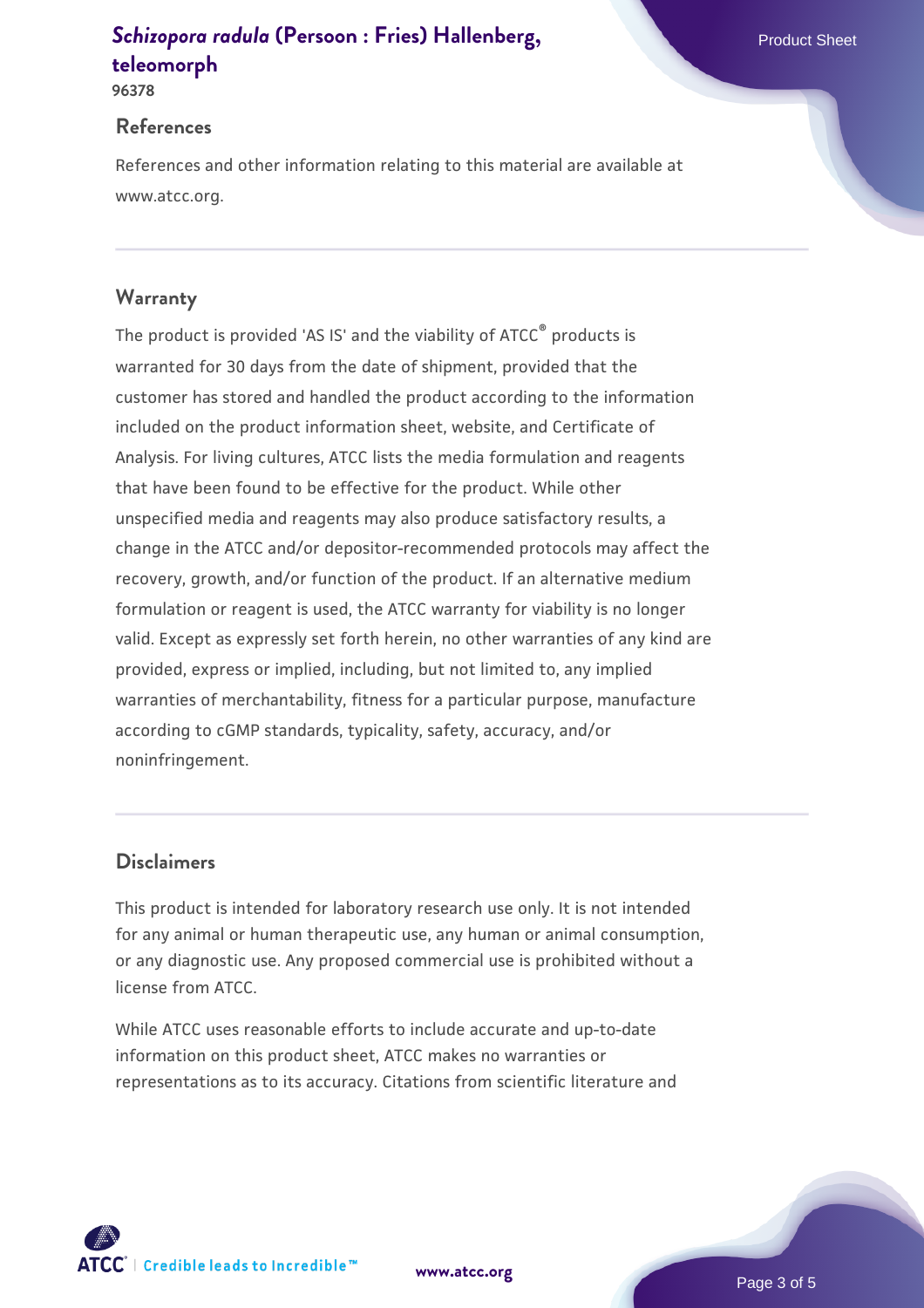## References

References and other information relating to this material are available at www.atcc.org.

## Warranty

The product is provided 'AS IS' and the viability of ATCC® products is warranted for 30 days from the date of shipment, provided that the customer has stored and handled the product according to the information included on the product information sheet, website, and Certificate of Analysis. For living cultures, ATCC lists the media formulation and reagents that have been found to be effective for the product. While other unspecified media and reagents may also produce satisfactory results, a change in the ATCC and/or depositor-recommended protocols may affect the recovery, growth, and/or function of the product. If an alternative medium formulation or reagent is used, the ATCC warranty for viability is no longer valid. Except as expressly set forth herein, no other warranties of any kind are provided, express or implied, including, but not limited to, any implied warranties of merchantability, fitness for a particular purpose, manufacture according to cGMP standards, typicality, safety, accuracy, and/or noninfringement.

## Disclaimers

This product is intended for laboratory research use only. It is not intended for any animal or human therapeutic use, any human or animal consumption, or any diagnostic use. Any proposed commercial use is prohibited without a license from ATCC.

While ATCC uses reasonable efforts to include accurate and up-to-date information on this product sheet, ATCC makes no warranties or representations as to its accuracy. Citations from scientific literature and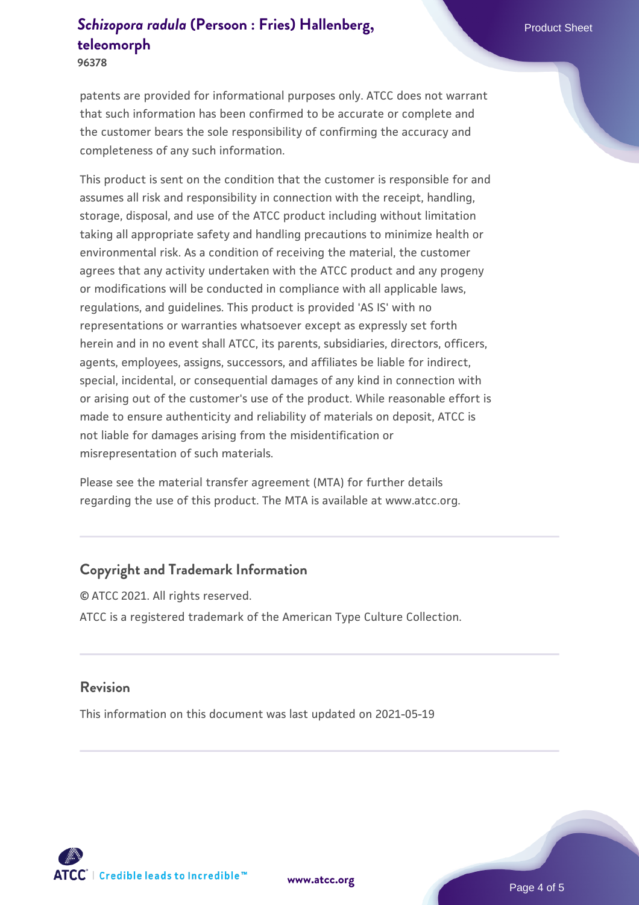patents are provided for informational purposes only. ATCC does not warrant that such information has been confirmed to be accurate or complete and the customer bears the sole responsibility of confirming the accuracy and completeness of any such information.

This product is sent on the condition that the customer is responsible for and assumes all risk and responsibility in connection with the receipt, handling, storage, disposal, and use of the ATCC product including without limitation taking all appropriate safety and handling precautions to minimize health or environmental risk. As a condition of receiving the material, the customer agrees that any activity undertaken with the ATCC product and any progeny or modifications will be conducted in compliance with all applicable laws, regulations, and guidelines. This product is provided 'AS IS' with no representations or warranties whatsoever except as expressly set forth herein and in no event shall ATCC, its parents, subsidiaries, directors, officers, agents, employees, assigns, successors, and affiliates be liable for indirect, special, incidental, or consequential damages of any kind in connection with or arising out of the customer's use of the product. While reasonable effort is made to ensure authenticity and reliability of materials on deposit, ATCC is not liable for damages arising from the misidentification or misrepresentation of such materials.

Please see the material transfer agreement (MTA) for further details regarding the use of this product. The MTA is available at www.atcc.org.

## Copyright and Trademark Information

© ATCC 2021. All rights reserved.

ATCC is a registered trademark of the American Type Culture Collection.

## Revision

This information on this document was last updated on 2021-05-19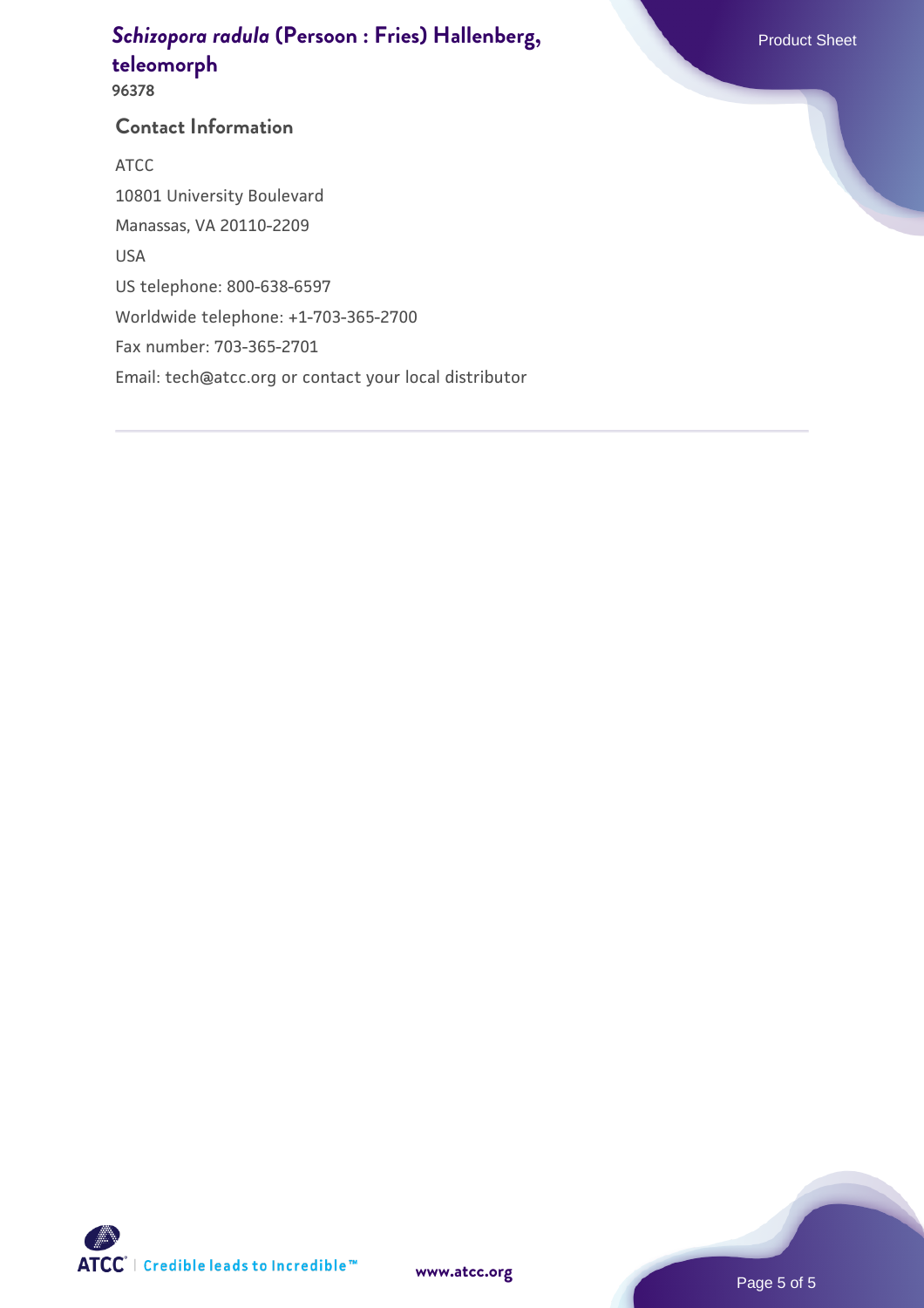## Contact Information

ATCC

10801 University Boulevard

Manassas, VA 20110-2209

USA

US telephone: 800-638-6597

Worldwide telephone: +1-703-365-2700

Fax number: 703-365-2701

Email: tech@atcc.org or contact your local distributor